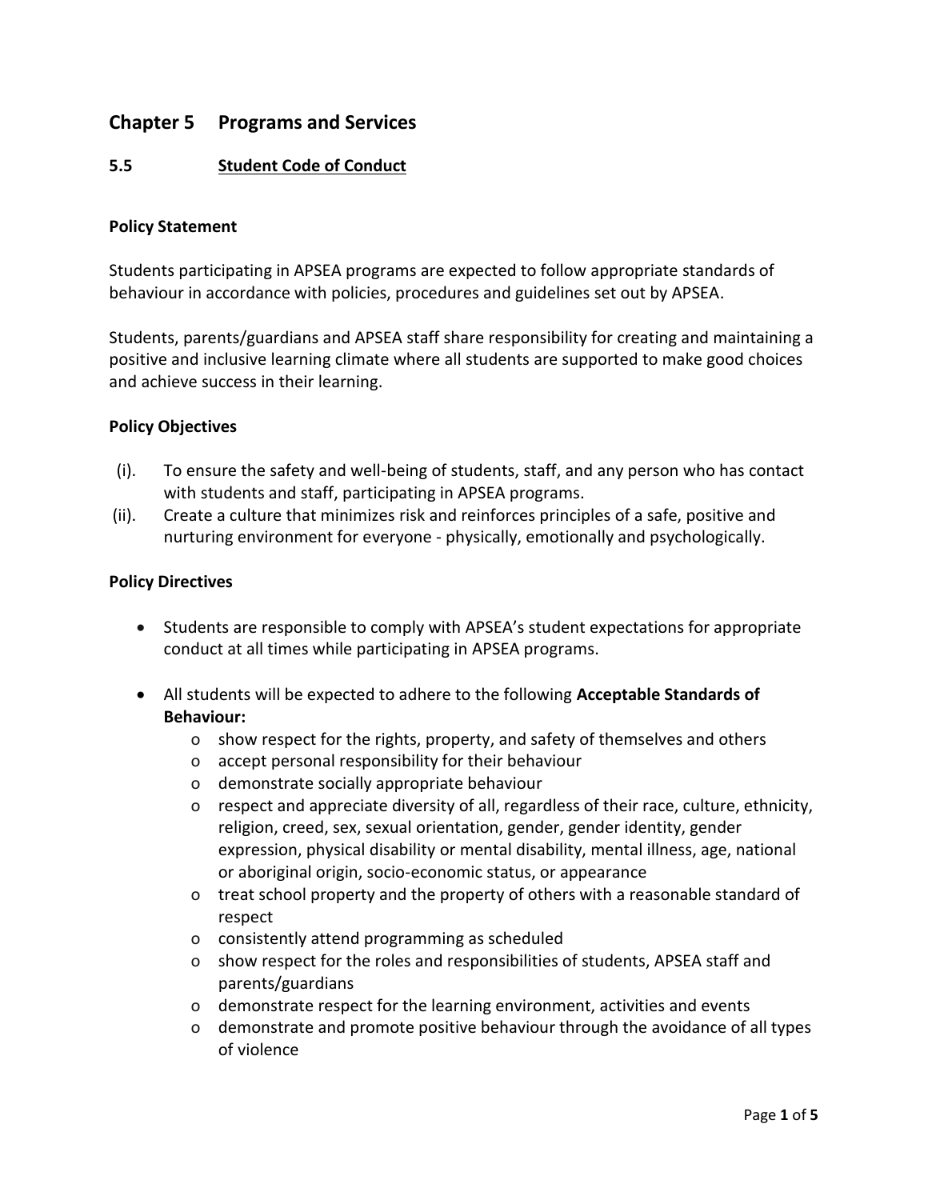# Chapter 5 Programs and Services

## 5.5 Student Code of Conduct

### Policy Statement

Students participating in APSEA programs are expected to follow appropriate standards of behaviour in accordance with policies, procedures and guidelines set out by APSEA.

Students, parents/guardians and APSEA staff share responsibility for creating and maintaining a positive and inclusive learning climate where all students are supported to make good choices and achieve success in their learning.

### Policy Objectives

(i). To ensure the safety and well-being of students, staff, and any person who has contact with students and staff, participating in APSEA programs.

(ii). Create a culture that minimizes risk and reinforces principles of a safe, positive and nurturing environment for everyone - physically, emotionally and psychologically.

### Policy Directives

- Students are responsible to comply with APSEA's student expectations for appropriate conduct at all times while participating in APSEA programs.

- All students will be expected to adhere to the following **Acceptable Standards of Behaviour:**
  - show respect for the rights, property, and safety of themselves and others
  - accept personal responsibility for their behaviour
  - demonstrate socially appropriate behaviour
  - respect and appreciate diversity of all, regardless of their race, culture, ethnicity, religion, creed, sex, sexual orientation, gender, gender identity, gender expression, physical disability or mental disability, mental illness, age, national or aboriginal origin, socio-economic status, or appearance
  - treat school property and the property of others with a reasonable standard of respect
  - consistently attend programming as scheduled
  - show respect for the roles and responsibilities of students, APSEA staff and parents/guardians
  - demonstrate respect for the learning environment, activities and events
  - demonstrate and promote positive behaviour through the avoidance of all types of violence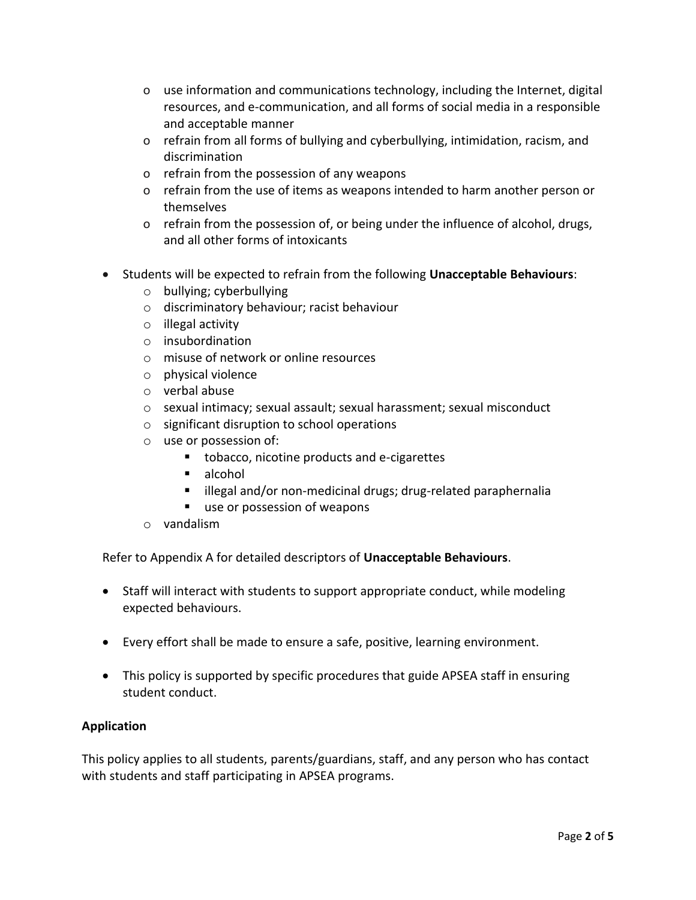- use information and communications technology, including the Internet, digital resources, and e-communication, and all forms of social media in a responsible and acceptable manner
  - refrain from all forms of bullying and cyberbullying, intimidation, racism, and discrimination
  - refrain from the possession of any weapons
  - refrain from the use of items as weapons intended to harm another person or themselves
  - refrain from the possession of, or being under the influence of alcohol, drugs, and all other forms of intoxicants

- Students will be expected to refrain from the following **Unacceptable Behaviours**:
  - bullying; cyberbullying
  - discriminatory behaviour; racist behaviour
  - illegal activity
  - insubordination
  - misuse of network or online resources
  - physical violence
  - verbal abuse
  - sexual intimacy; sexual assault; sexual harassment; sexual misconduct
  - significant disruption to school operations
  - use or possession of:
    - tobacco, nicotine products and e-cigarettes
    - alcohol
    - illegal and/or non-medicinal drugs; drug-related paraphernalia
    - use or possession of weapons
  - vandalism

Refer to Appendix A for detailed descriptors of **Unacceptable Behaviours**.

- Staff will interact with students to support appropriate conduct, while modeling expected behaviours.

- Every effort shall be made to ensure a safe, positive, learning environment.

- This policy is supported by specific procedures that guide APSEA staff in ensuring student conduct.

**Application**

This policy applies to all students, parents/guardians, staff, and any person who has contact with students and staff participating in APSEA programs.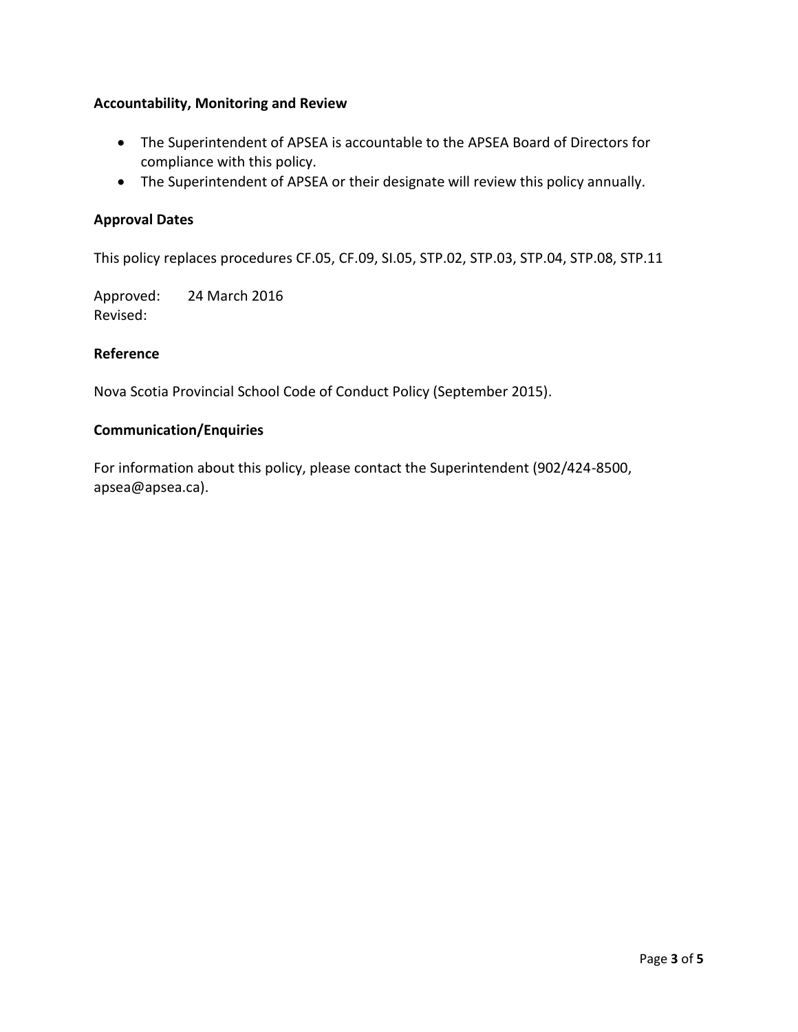**Accountability, Monitoring and Review**

- The Superintendent of APSEA is accountable to the APSEA Board of Directors for compliance with this policy.
- The Superintendent of APSEA or their designate will review this policy annually.

**Approval Dates**

This policy replaces procedures CF.05, CF.09, SI.05, STP.02, STP.03, STP.04, STP.08, STP.11

Approved: 24 March 2016
Revised:

**Reference**

Nova Scotia Provincial School Code of Conduct Policy (September 2015).

**Communication/Enquiries**

For information about this policy, please contact the Superintendent (902/424-8500, apsea@apsea.ca).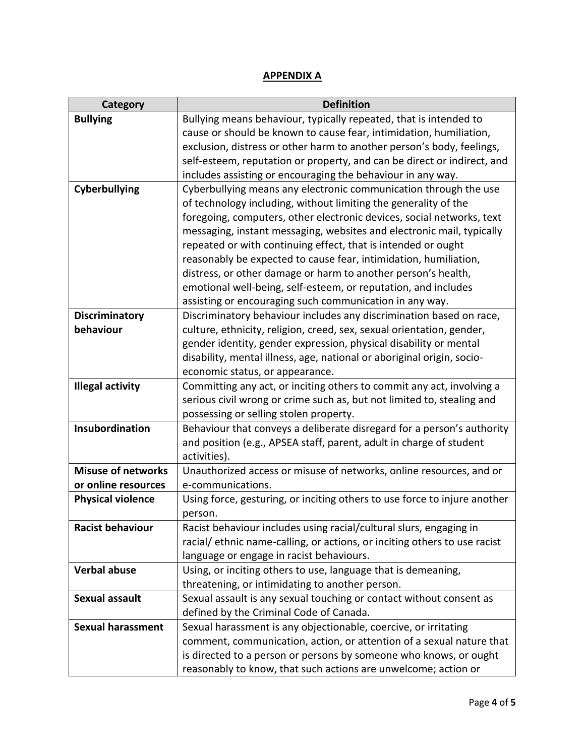## APPENDIX A

| Category | Definition |
|---|---|
| **Bullying** | Bullying means behaviour, typically repeated, that is intended to cause or should be known to cause fear, intimidation, humiliation, exclusion, distress or other harm to another person's body, feelings, self-esteem, reputation or property, and can be direct or indirect, and includes assisting or encouraging the behaviour in any way. |
| **Cyberbullying** | Cyberbullying means any electronic communication through the use of technology including, without limiting the generality of the foregoing, computers, other electronic devices, social networks, text messaging, instant messaging, websites and electronic mail, typically repeated or with continuing effect, that is intended or ought reasonably be expected to cause fear, intimidation, humiliation, distress, or other damage or harm to another person's health, emotional well-being, self-esteem, or reputation, and includes assisting or encouraging such communication in any way. |
| **Discriminatory behaviour** | Discriminatory behaviour includes any discrimination based on race, culture, ethnicity, religion, creed, sex, sexual orientation, gender, gender identity, gender expression, physical disability or mental disability, mental illness, age, national or aboriginal origin, socio-economic status, or appearance. |
| **Illegal activity** | Committing any act, or inciting others to commit any act, involving a serious civil wrong or crime such as, but not limited to, stealing and possessing or selling stolen property. |
| **Insubordination** | Behaviour that conveys a deliberate disregard for a person's authority and position (e.g., APSEA staff, parent, adult in charge of student activities). |
| **Misuse of networks or online resources** | Unauthorized access or misuse of networks, online resources, and or e-communications. |
| **Physical violence** | Using force, gesturing, or inciting others to use force to injure another person. |
| **Racist behaviour** | Racist behaviour includes using racial/cultural slurs, engaging in racial/ ethnic name-calling, or actions, or inciting others to use racist language or engage in racist behaviours. |
| **Verbal abuse** | Using, or inciting others to use, language that is demeaning, threatening, or intimidating to another person. |
| **Sexual assault** | Sexual assault is any sexual touching or contact without consent as defined by the Criminal Code of Canada. |
| **Sexual harassment** | Sexual harassment is any objectionable, coercive, or irritating comment, communication, action, or attention of a sexual nature that is directed to a person or persons by someone who knows, or ought reasonably to know, that such actions are unwelcome; action or |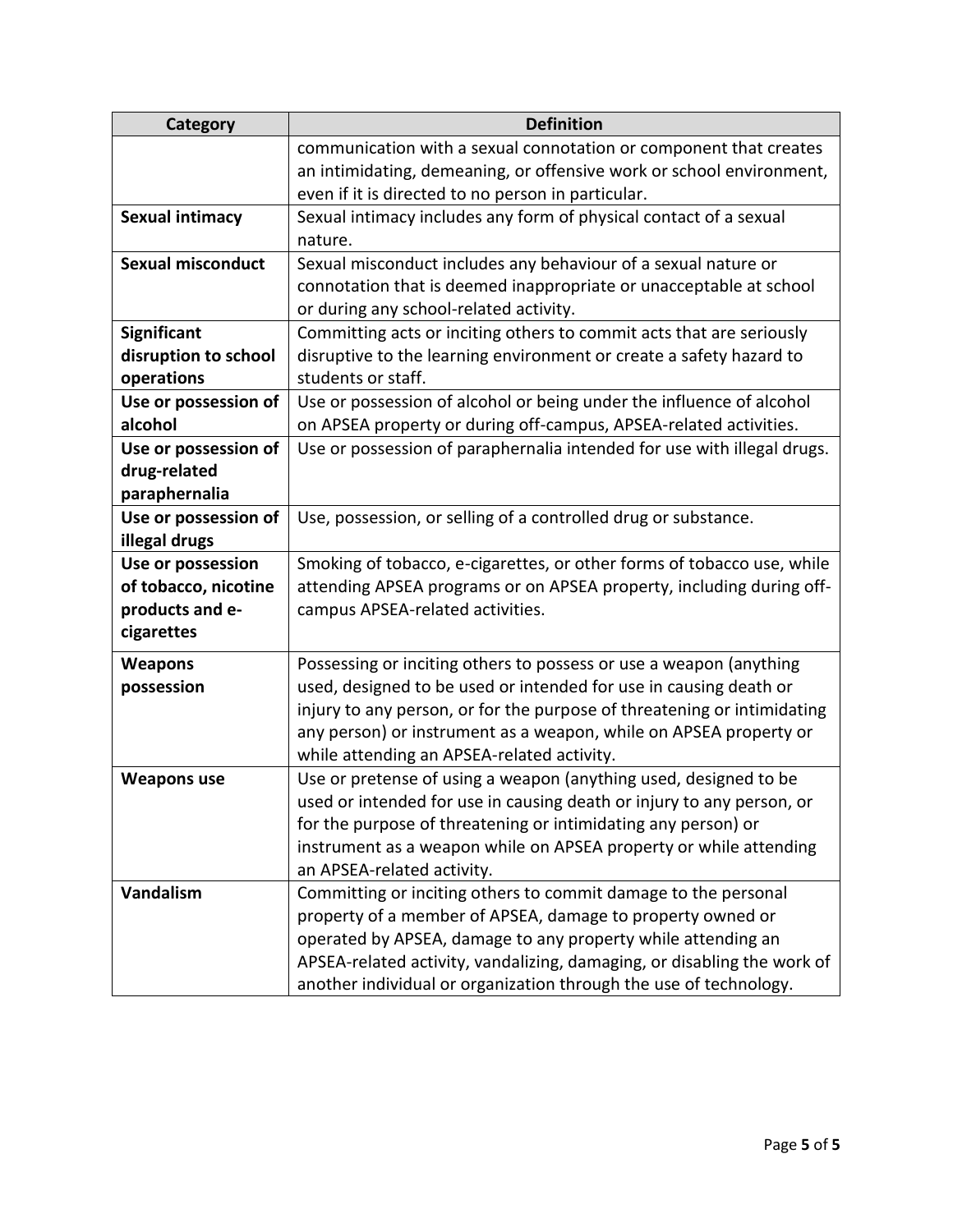| Category | Definition |
| --- | --- |
| | communication with a sexual connotation or component that creates an intimidating, demeaning, or offensive work or school environment, even if it is directed to no person in particular. |
| **Sexual intimacy** | Sexual intimacy includes any form of physical contact of a sexual nature. |
| **Sexual misconduct** | Sexual misconduct includes any behaviour of a sexual nature or connotation that is deemed inappropriate or unacceptable at school or during any school-related activity. |
| **Significant disruption to school operations** | Committing acts or inciting others to commit acts that are seriously disruptive to the learning environment or create a safety hazard to students or staff. |
| **Use or possession of alcohol** | Use or possession of alcohol or being under the influence of alcohol on APSEA property or during off-campus, APSEA-related activities. |
| **Use or possession of drug-related paraphernalia** | Use or possession of paraphernalia intended for use with illegal drugs. |
| **Use or possession of illegal drugs** | Use, possession, or selling of a controlled drug or substance. |
| **Use or possession of tobacco, nicotine products and e-cigarettes** | Smoking of tobacco, e-cigarettes, or other forms of tobacco use, while attending APSEA programs or on APSEA property, including during off-campus APSEA-related activities. |
| **Weapons possession** | Possessing or inciting others to possess or use a weapon (anything used, designed to be used or intended for use in causing death or injury to any person, or for the purpose of threatening or intimidating any person) or instrument as a weapon, while on APSEA property or while attending an APSEA-related activity. |
| **Weapons use** | Use or pretense of using a weapon (anything used, designed to be used or intended for use in causing death or injury to any person, or for the purpose of threatening or intimidating any person) or instrument as a weapon while on APSEA property or while attending an APSEA-related activity. |
| **Vandalism** | Committing or inciting others to commit damage to the personal property of a member of APSEA, damage to property owned or operated by APSEA, damage to any property while attending an APSEA-related activity, vandalizing, damaging, or disabling the work of another individual or organization through the use of technology. |